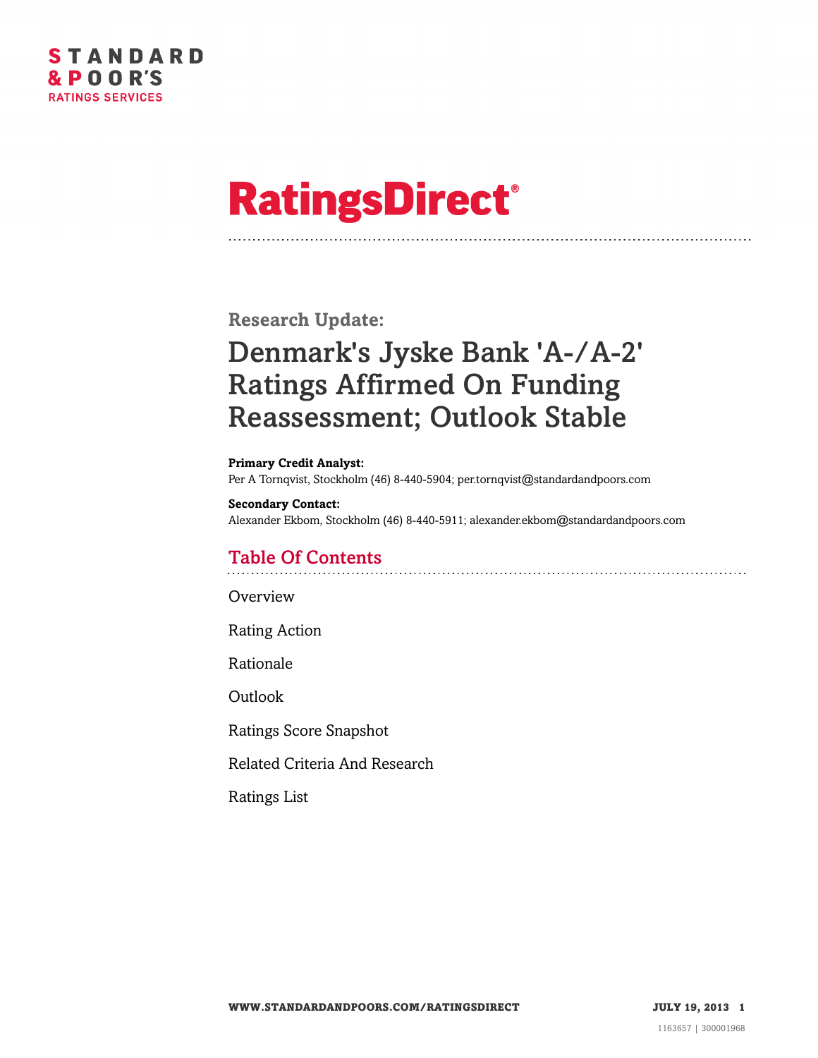STANDARD & POOR'S
RATINGS SERVICES

# RatingsDirect®

**Research Update:**

# Denmark's Jyske Bank 'A-/A-2' Ratings Affirmed On Funding Reassessment; Outlook Stable

**Primary Credit Analyst:**
Per A Tornqvist, Stockholm (46) 8-440-5904; per.tornqvist@standardandpoors.com

**Secondary Contact:**
Alexander Ekbom, Stockholm (46) 8-440-5911; alexander.ekbom@standardandpoors.com

## Table Of Contents

Overview

Rating Action

Rationale

Outlook

Ratings Score Snapshot

Related Criteria And Research

Ratings List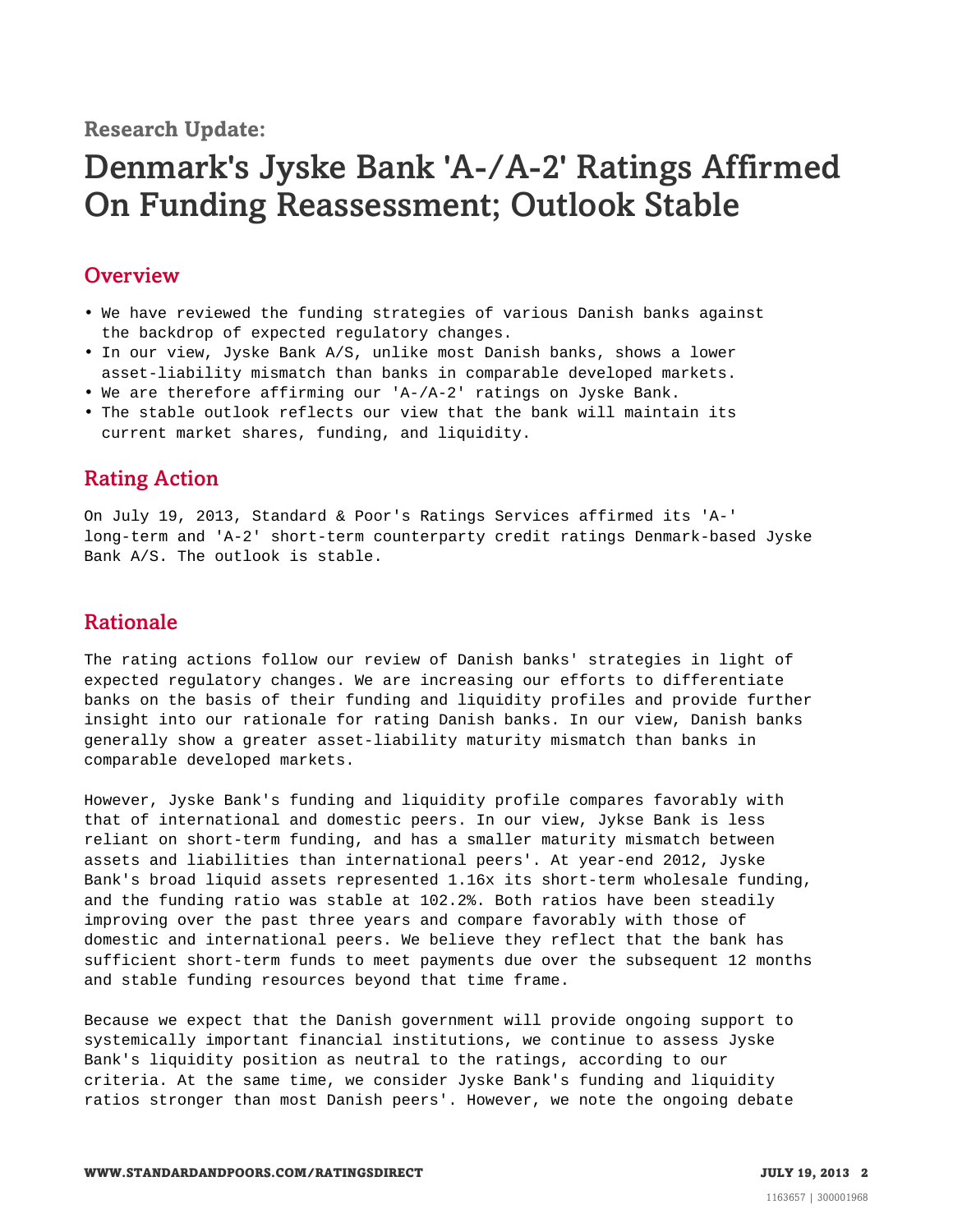Research Update:

# Denmark's Jyske Bank 'A-/A-2' Ratings Affirmed On Funding Reassessment; Outlook Stable

## Overview

- We have reviewed the funding strategies of various Danish banks against the backdrop of expected regulatory changes.
- In our view, Jyske Bank A/S, unlike most Danish banks, shows a lower asset-liability mismatch than banks in comparable developed markets.
- We are therefore affirming our 'A-/A-2' ratings on Jyske Bank.
- The stable outlook reflects our view that the bank will maintain its current market shares, funding, and liquidity.

## Rating Action

On July 19, 2013, Standard & Poor's Ratings Services affirmed its 'A-' long-term and 'A-2' short-term counterparty credit ratings Denmark-based Jyske Bank A/S. The outlook is stable.

## Rationale

The rating actions follow our review of Danish banks' strategies in light of expected regulatory changes. We are increasing our efforts to differentiate banks on the basis of their funding and liquidity profiles and provide further insight into our rationale for rating Danish banks. In our view, Danish banks generally show a greater asset-liability maturity mismatch than banks in comparable developed markets.

However, Jyske Bank's funding and liquidity profile compares favorably with that of international and domestic peers. In our view, Jykse Bank is less reliant on short-term funding, and has a smaller maturity mismatch between assets and liabilities than international peers'. At year-end 2012, Jyske Bank's broad liquid assets represented 1.16x its short-term wholesale funding, and the funding ratio was stable at 102.2%. Both ratios have been steadily improving over the past three years and compare favorably with those of domestic and international peers. We believe they reflect that the bank has sufficient short-term funds to meet payments due over the subsequent 12 months and stable funding resources beyond that time frame.

Because we expect that the Danish government will provide ongoing support to systemically important financial institutions, we continue to assess Jyske Bank's liquidity position as neutral to the ratings, according to our criteria. At the same time, we consider Jyske Bank's funding and liquidity ratios stronger than most Danish peers'. However, we note the ongoing debate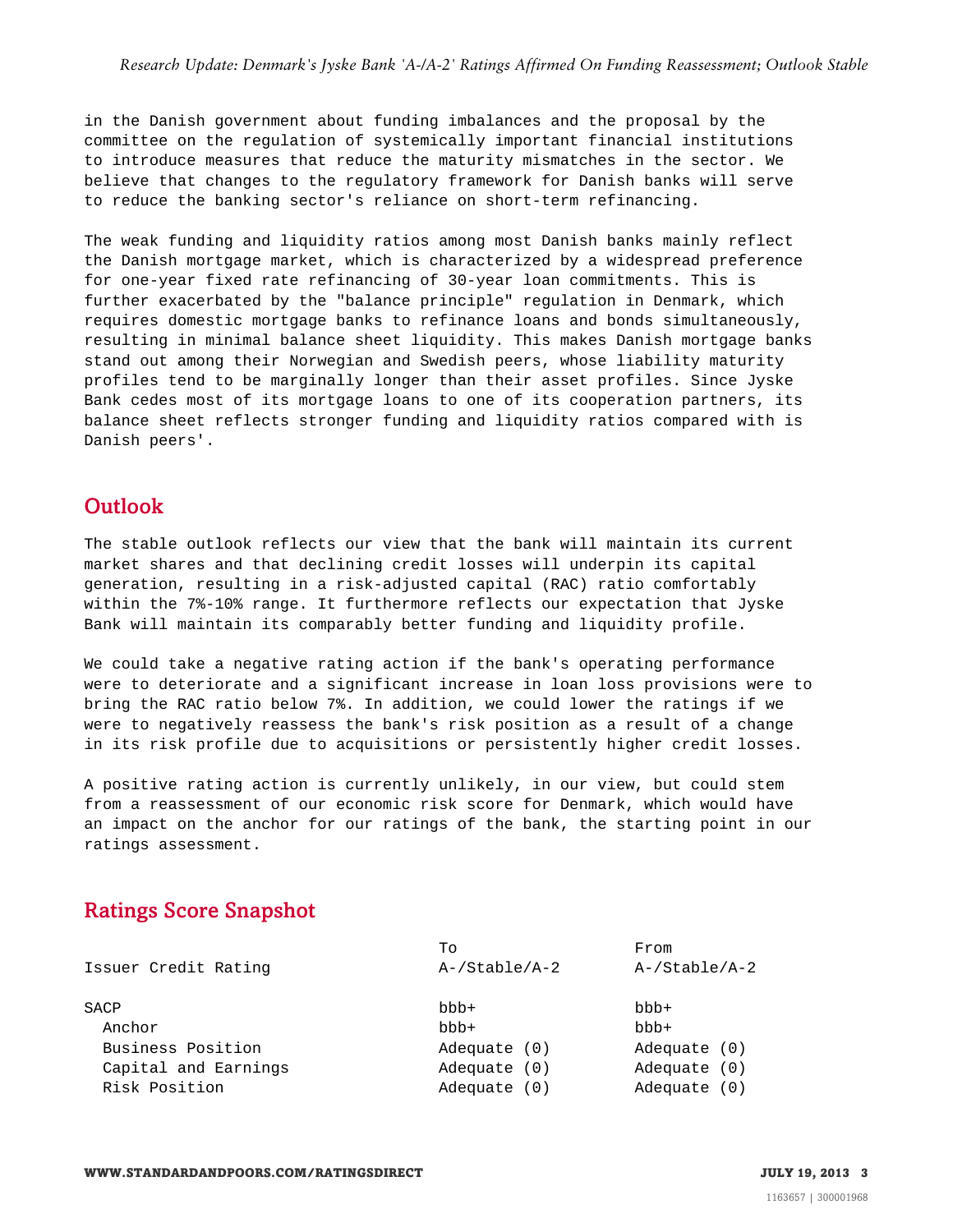in the Danish government about funding imbalances and the proposal by the committee on the regulation of systemically important financial institutions to introduce measures that reduce the maturity mismatches in the sector. We believe that changes to the regulatory framework for Danish banks will serve to reduce the banking sector's reliance on short-term refinancing.

The weak funding and liquidity ratios among most Danish banks mainly reflect the Danish mortgage market, which is characterized by a widespread preference for one-year fixed rate refinancing of 30-year loan commitments. This is further exacerbated by the "balance principle" regulation in Denmark, which requires domestic mortgage banks to refinance loans and bonds simultaneously, resulting in minimal balance sheet liquidity. This makes Danish mortgage banks stand out among their Norwegian and Swedish peers, whose liability maturity profiles tend to be marginally longer than their asset profiles. Since Jyske Bank cedes most of its mortgage loans to one of its cooperation partners, its balance sheet reflects stronger funding and liquidity ratios compared with is Danish peers'.

## Outlook

The stable outlook reflects our view that the bank will maintain its current market shares and that declining credit losses will underpin its capital generation, resulting in a risk-adjusted capital (RAC) ratio comfortably within the 7%-10% range. It furthermore reflects our expectation that Jyske Bank will maintain its comparably better funding and liquidity profile.

We could take a negative rating action if the bank's operating performance were to deteriorate and a significant increase in loan loss provisions were to bring the RAC ratio below 7%. In addition, we could lower the ratings if we were to negatively reassess the bank's risk position as a result of a change in its risk profile due to acquisitions or persistently higher credit losses.

A positive rating action is currently unlikely, in our view, but could stem from a reassessment of our economic risk score for Denmark, which would have an impact on the anchor for our ratings of the bank, the starting point in our ratings assessment.

## Ratings Score Snapshot

| | To | From |
|---|---|---|
| Issuer Credit Rating | A-/Stable/A-2 | A-/Stable/A-2 |
| SACP | bbb+ | bbb+ |
| Anchor | bbb+ | bbb+ |
| Business Position | Adequate (0) | Adequate (0) |
| Capital and Earnings | Adequate (0) | Adequate (0) |
| Risk Position | Adequate (0) | Adequate (0) |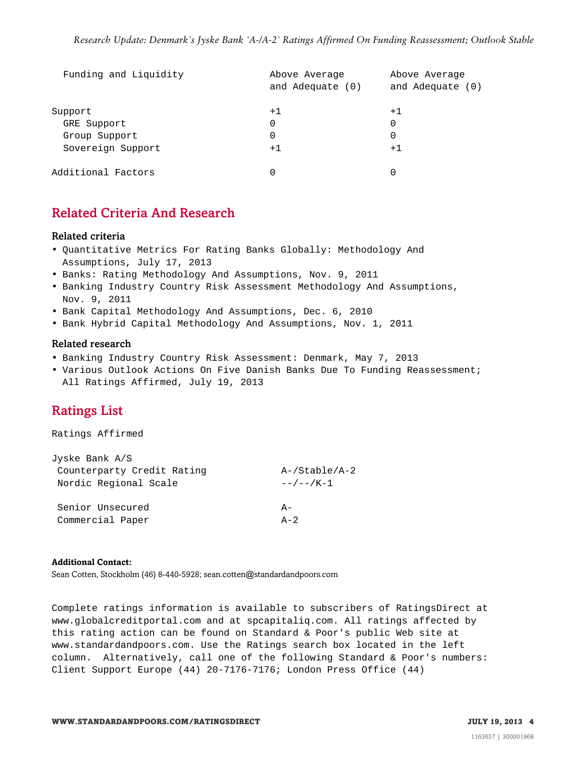| | | |
|---|---|---|
| Funding and Liquidity | Above Average and Adequate (0) | Above Average and Adequate (0) |
| Support | +1 | +1 |
| GRE Support | 0 | 0 |
| Group Support | 0 | 0 |
| Sovereign Support | +1 | +1 |
| Additional Factors | 0 | 0 |

## Related Criteria And Research

### Related criteria

- Quantitative Metrics For Rating Banks Globally: Methodology And Assumptions, July 17, 2013
- Banks: Rating Methodology And Assumptions, Nov. 9, 2011
- Banking Industry Country Risk Assessment Methodology And Assumptions, Nov. 9, 2011
- Bank Capital Methodology And Assumptions, Dec. 6, 2010
- Bank Hybrid Capital Methodology And Assumptions, Nov. 1, 2011

### Related research

- Banking Industry Country Risk Assessment: Denmark, May 7, 2013
- Various Outlook Actions On Five Danish Banks Due To Funding Reassessment; All Ratings Affirmed, July 19, 2013

## Ratings List

Ratings Affirmed

| Jyske Bank A/S | |
|---|---|
| Counterparty Credit Rating | A-/Stable/A-2 |
| Nordic Regional Scale | --/--/K-1 |
| Senior Unsecured | A- |
| Commercial Paper | A-2 |

**Additional Contact:**
Sean Cotten, Stockholm (46) 8-440-5928; sean.cotten@standardandpoors.com

Complete ratings information is available to subscribers of RatingsDirect at www.globalcreditportal.com and at spcapitaliq.com. All ratings affected by this rating action can be found on Standard & Poor's public Web site at www.standardandpoors.com. Use the Ratings search box located in the left column. Alternatively, call one of the following Standard & Poor's numbers: Client Support Europe (44) 20-7176-7176; London Press Office (44)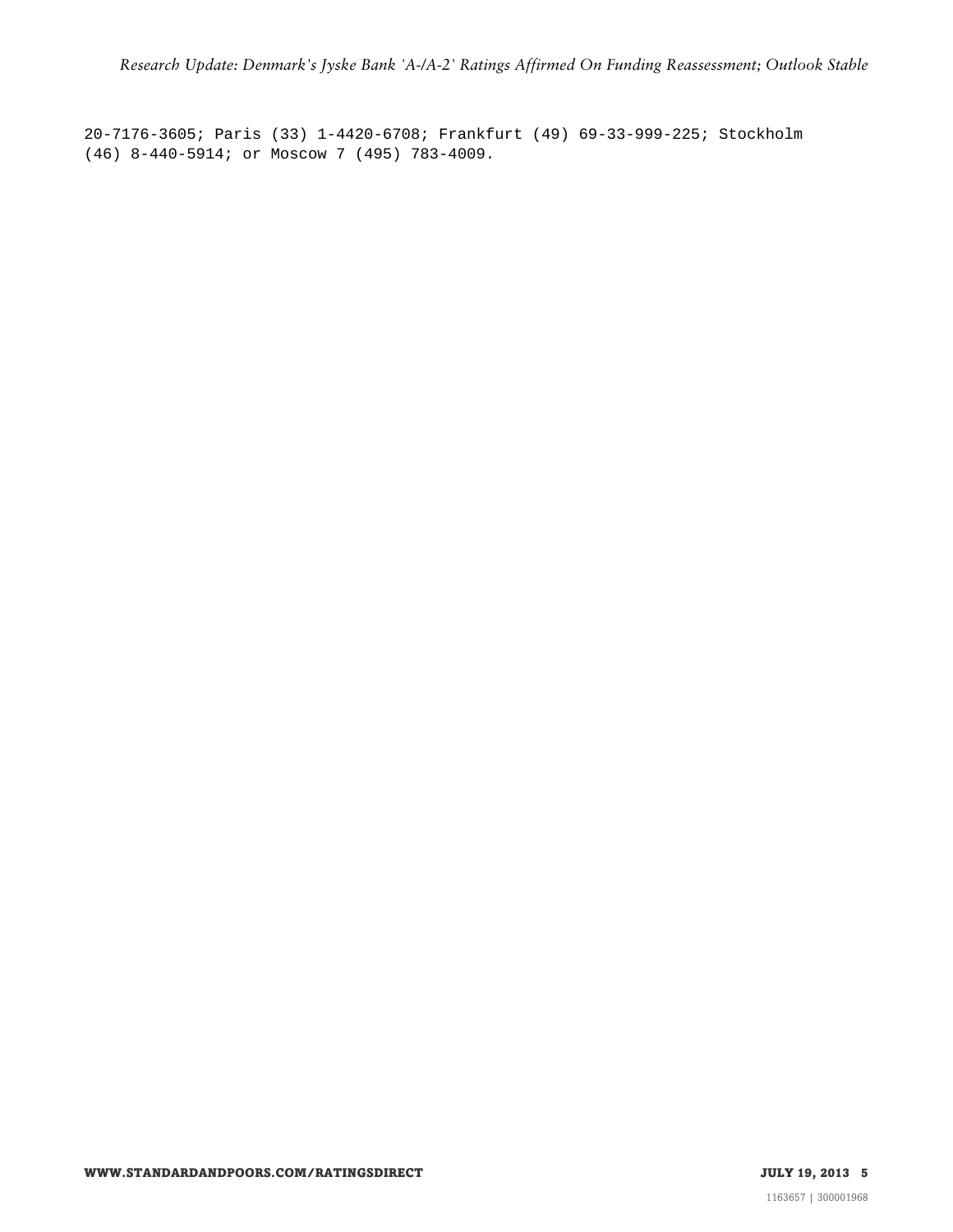20-7176-3605; Paris (33) 1-4420-6708; Frankfurt (49) 69-33-999-225; Stockholm (46) 8-440-5914; or Moscow 7 (495) 783-4009.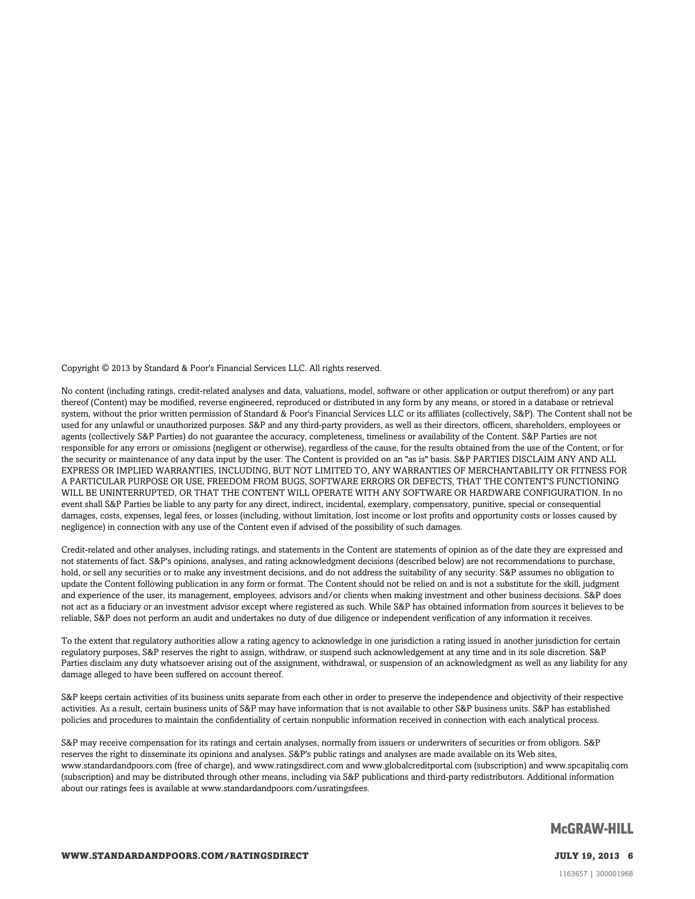Copyright © 2013 by Standard & Poor's Financial Services LLC. All rights reserved.

No content (including ratings, credit-related analyses and data, valuations, model, software or other application or output therefrom) or any part thereof (Content) may be modified, reverse engineered, reproduced or distributed in any form by any means, or stored in a database or retrieval system, without the prior written permission of Standard & Poor's Financial Services LLC or its affiliates (collectively, S&P). The Content shall not be used for any unlawful or unauthorized purposes. S&P and any third-party providers, as well as their directors, officers, shareholders, employees or agents (collectively S&P Parties) do not guarantee the accuracy, completeness, timeliness or availability of the Content. S&P Parties are not responsible for any errors or omissions (negligent or otherwise), regardless of the cause, for the results obtained from the use of the Content, or for the security or maintenance of any data input by the user. The Content is provided on an "as is" basis. S&P PARTIES DISCLAIM ANY AND ALL EXPRESS OR IMPLIED WARRANTIES, INCLUDING, BUT NOT LIMITED TO, ANY WARRANTIES OF MERCHANTABILITY OR FITNESS FOR A PARTICULAR PURPOSE OR USE, FREEDOM FROM BUGS, SOFTWARE ERRORS OR DEFECTS, THAT THE CONTENT'S FUNCTIONING WILL BE UNINTERRUPTED, OR THAT THE CONTENT WILL OPERATE WITH ANY SOFTWARE OR HARDWARE CONFIGURATION. In no event shall S&P Parties be liable to any party for any direct, indirect, incidental, exemplary, compensatory, punitive, special or consequential damages, costs, expenses, legal fees, or losses (including, without limitation, lost income or lost profits and opportunity costs or losses caused by negligence) in connection with any use of the Content even if advised of the possibility of such damages.

Credit-related and other analyses, including ratings, and statements in the Content are statements of opinion as of the date they are expressed and not statements of fact. S&P's opinions, analyses, and rating acknowledgment decisions (described below) are not recommendations to purchase, hold, or sell any securities or to make any investment decisions, and do not address the suitability of any security. S&P assumes no obligation to update the Content following publication in any form or format. The Content should not be relied on and is not a substitute for the skill, judgment and experience of the user, its management, employees, advisors and/or clients when making investment and other business decisions. S&P does not act as a fiduciary or an investment advisor except where registered as such. While S&P has obtained information from sources it believes to be reliable, S&P does not perform an audit and undertakes no duty of due diligence or independent verification of any information it receives.

To the extent that regulatory authorities allow a rating agency to acknowledge in one jurisdiction a rating issued in another jurisdiction for certain regulatory purposes, S&P reserves the right to assign, withdraw, or suspend such acknowledgement at any time and in its sole discretion. S&P Parties disclaim any duty whatsoever arising out of the assignment, withdrawal, or suspension of an acknowledgment as well as any liability for any damage alleged to have been suffered on account thereof.

S&P keeps certain activities of its business units separate from each other in order to preserve the independence and objectivity of their respective activities. As a result, certain business units of S&P may have information that is not available to other S&P business units. S&P has established policies and procedures to maintain the confidentiality of certain nonpublic information received in connection with each analytical process.

S&P may receive compensation for its ratings and certain analyses, normally from issuers or underwriters of securities or from obligors. S&P reserves the right to disseminate its opinions and analyses. S&P's public ratings and analyses are made available on its Web sites, www.standardandpoors.com (free of charge), and www.ratingsdirect.com and www.globalcreditportal.com (subscription) and www.spcapitaliq.com (subscription) and may be distributed through other means, including via S&P publications and third-party redistributors. Additional information about our ratings fees is available at www.standardandpoors.com/usratingsfees.

McGRAW-HILL

1163657 | 300001968